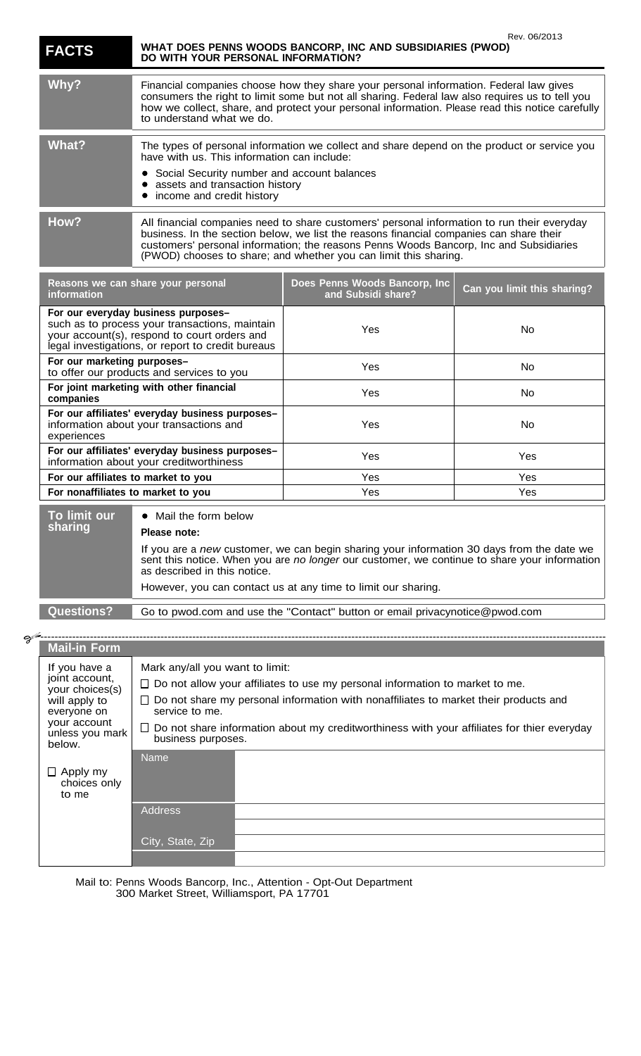Rev. 06/2013

| FACTS | WHAT DOES PENNS WOODS BANCORP, INC AND SUBSIDIARIES (PWOD) DO WITH YOUR PERSONAL INFORMATION? |
|---|---|

| | |
|---|---|
| **Why?** | Financial companies choose how they share your personal information. Federal law gives consumers the right to limit some but not all sharing. Federal law also requires us to tell you how we collect, share, and protect your personal information. Please read this notice carefully to understand what we do. |
| **What?** | The types of personal information we collect and share depend on the product or service you have with us. This information can include:<br>• Social Security number and account balances<br>• assets and transaction history<br>• income and credit history |
| **How?** | All financial companies need to share customers' personal information to run their everyday business. In the section below, we list the reasons financial companies can share their customers' personal information; the reasons Penns Woods Bancorp, Inc and Subsidiaries (PWOD) chooses to share; and whether you can limit this sharing. |

| Reasons we can share your personal information | Does Penns Woods Bancorp, Inc and Subsidi share? | Can you limit this sharing? |
|---|---|---|
| **For our everyday business purposes–** such as to process your transactions, maintain your account(s), respond to court orders and legal investigations, or report to credit bureaus | Yes | No |
| **For our marketing purposes–** to offer our products and services to you | Yes | No |
| **For joint marketing with other financial companies** | Yes | No |
| **For our affiliates' everyday business purposes–** information about your transactions and experiences | Yes | No |
| **For our affiliates' everyday business purposes–** information about your creditworthiness | Yes | Yes |
| **For our affiliates to market to you** | Yes | Yes |
| **For nonaffiliates to market to you** | Yes | Yes |

| | |
|---|---|
| **To limit our sharing** | • Mail the form below<br>**Please note:**<br>If you are a *new* customer, we can begin sharing your information 30 days from the date we sent this notice. When you are *no longer* our customer, we continue to share your information as described in this notice.<br>However, you can contact us at any time to limit our sharing. |
| **Questions?** | Go to pwod.com and use the "Contact" button or email privacynotice@pwod.com |

---

## Mail-in Form

| | |
|---|---|
| If you have a joint account, your choices(s) will apply to everyone on your account unless you mark below.<br><br>☐ Apply my choices only to me | Mark any/all you want to limit:<br>☐ Do not allow your affiliates to use my personal information to market to me.<br>☐ Do not share my personal information with nonaffiliates to market their products and service to me.<br>☐ Do not share information about my creditworthiness with your affiliates for thier everyday business purposes. |
| | Name |
| | Address |
| | City, State, Zip |

Mail to: Penns Woods Bancorp, Inc., Attention - Opt-Out Department
300 Market Street, Williamsport, PA 17701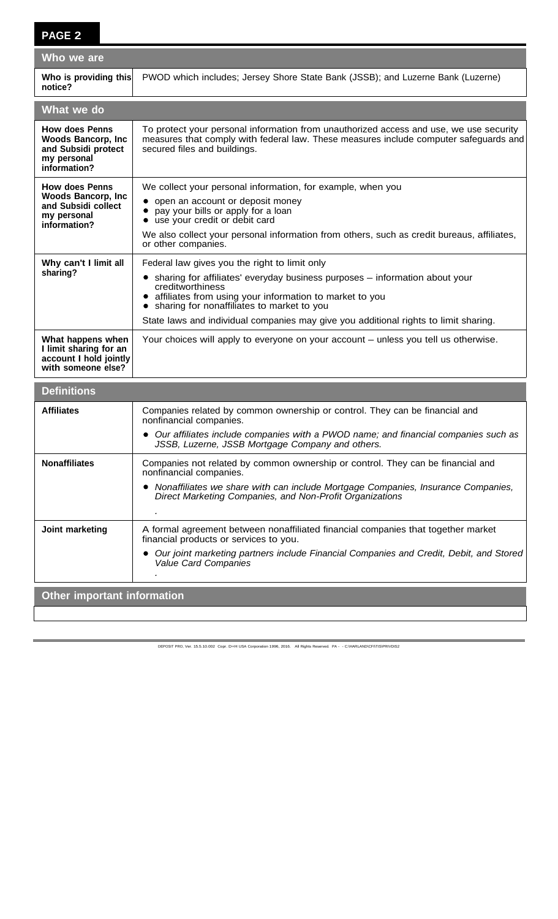## PAGE 2

### Who we are

| | |
|---|---|
| **Who is providing this notice?** | PWOD which includes; Jersey Shore State Bank (JSSB); and Luzerne Bank (Luzerne) |

### What we do

| | |
|---|---|
| **How does Penns Woods Bancorp, Inc and Subsidi protect my personal information?** | To protect your personal information from unauthorized access and use, we use security measures that comply with federal law. These measures include computer safeguards and secured files and buildings. |
| **How does Penns Woods Bancorp, Inc and Subsidi collect my personal information?** | We collect your personal information, for example, when you<br>• open an account or deposit money<br>• pay your bills or apply for a loan<br>• use your credit or debit card<br>We also collect your personal information from others, such as credit bureaus, affiliates, or other companies. |
| **Why can't I limit all sharing?** | Federal law gives you the right to limit only<br>• sharing for affiliates' everyday business purposes – information about your creditworthiness<br>• affiliates from using your information to market to you<br>• sharing for nonaffiliates to market to you<br>State laws and individual companies may give you additional rights to limit sharing. |
| **What happens when I limit sharing for an account I hold jointly with someone else?** | Your choices will apply to everyone on your account – unless you tell us otherwise. |

### Definitions

| | |
|---|---|
| **Affiliates** | Companies related by common ownership or control. They can be financial and nonfinancial companies.<br>• *Our affiliates include companies with a PWOD name; and financial companies such as JSSB, Luzerne, JSSB Mortgage Company and others.* |
| **Nonaffiliates** | Companies not related by common ownership or control. They can be financial and nonfinancial companies.<br>• *Nonaffiliates we share with can include Mortgage Companies, Insurance Companies, Direct Marketing Companies, and Non-Profit Organizations*<br>*.* |
| **Joint marketing** | A formal agreement between nonaffiliated financial companies that together market financial products or services to you.<br>• *Our joint marketing partners include Financial Companies and Credit, Debit, and Stored Value Card Companies*<br>*.* |

### Other important information

DEPOSIT PRO, Ver. 15.5.10.002 Copr. D+H USA Corporation 1996, 2016. All Rights Reserved. PA - - C:\HARLAND\CFI\TIS\PRIVDIS2